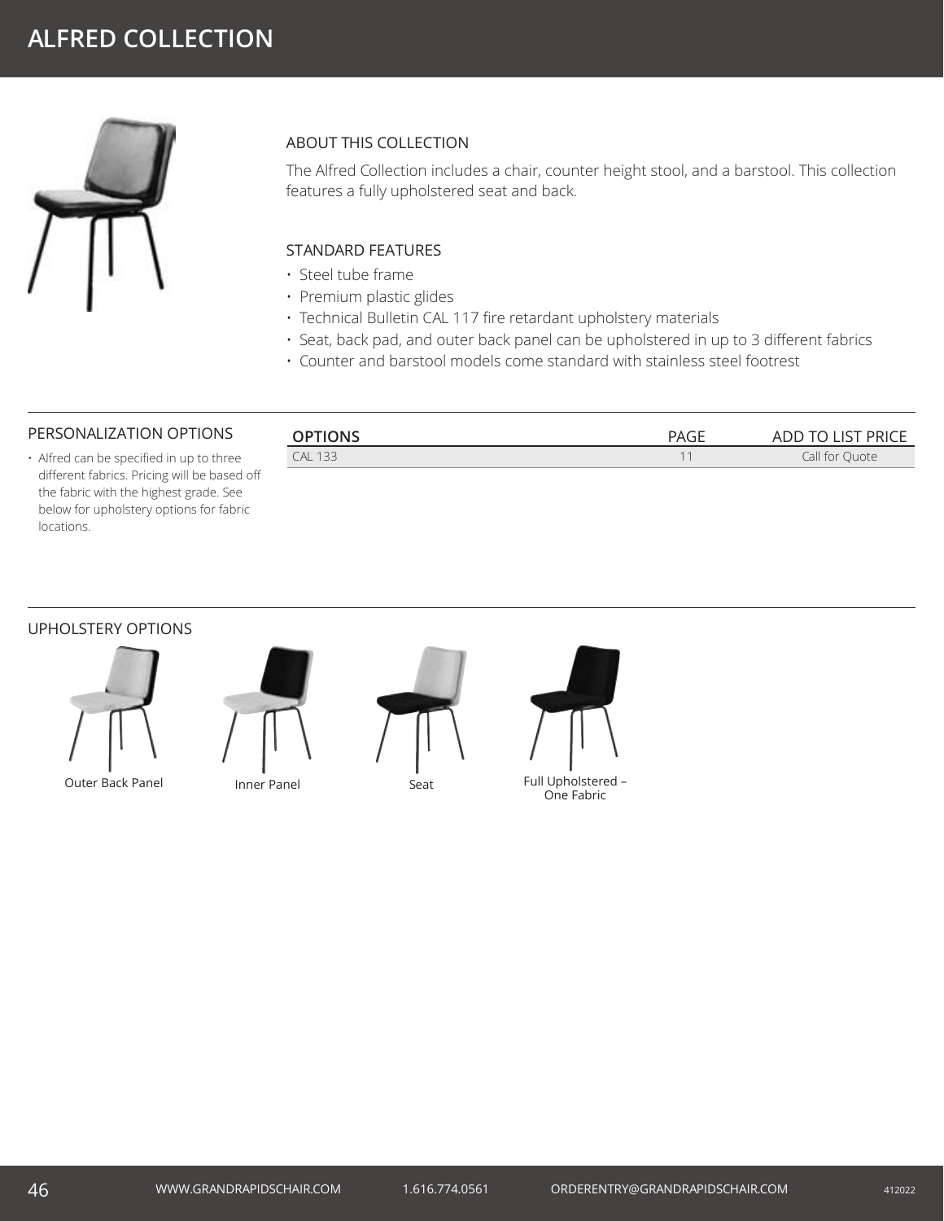# ALFRED COLLECTION

## ABOUT THIS COLLECTION

The Alfred Collection includes a chair, counter height stool, and a barstool. This collection features a fully upholstered seat and back.

## STANDARD FEATURES

- Steel tube frame
- Premium plastic glides
- Technical Bulletin CAL 117 fire retardant upholstery materials
- Seat, back pad, and outer back panel can be upholstered in up to 3 different fabrics
- Counter and barstool models come standard with stainless steel footrest

## PERSONALIZATION OPTIONS

- Alfred can be specified in up to three different fabrics. Pricing will be based off the fabric with the highest grade. See below for upholstery options for fabric locations.

| OPTIONS | PAGE | ADD TO LIST PRICE |
|---|---|---|
| CAL 133 | 11 | Call for Quote |

## UPHOLSTERY OPTIONS

Outer Back Panel

Inner Panel

Seat

Full Upholstered – One Fabric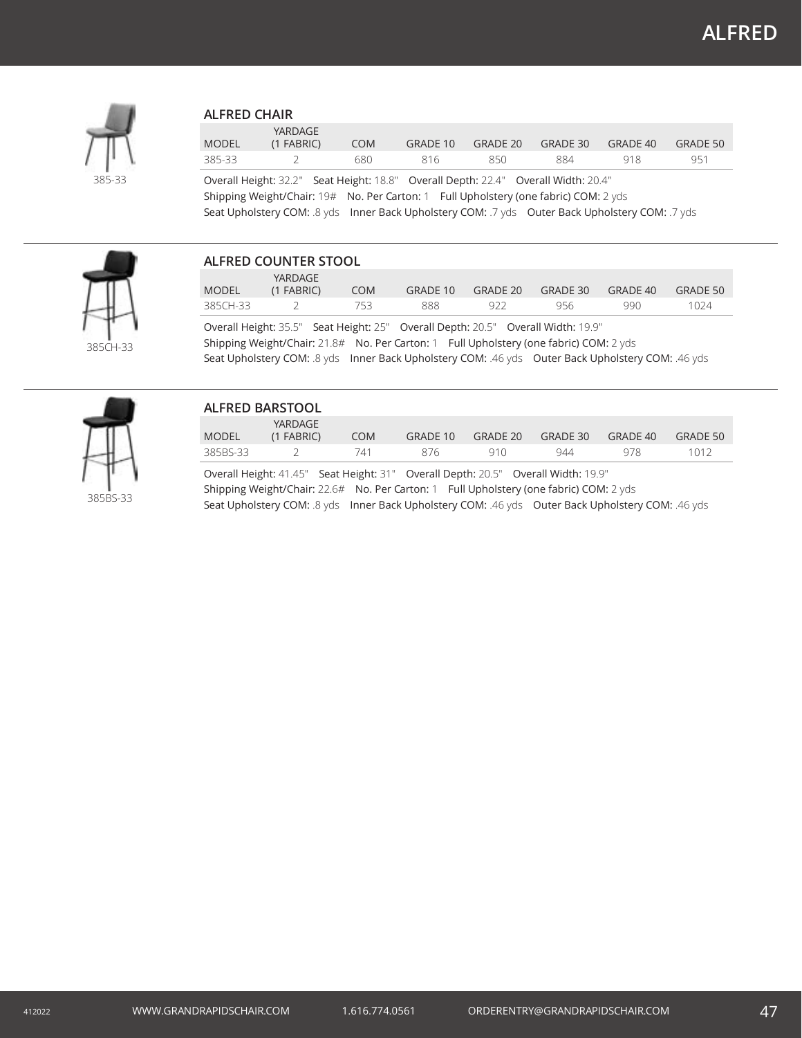# ALFRED

385-33

## ALFRED CHAIR

| MODEL | YARDAGE (1 FABRIC) | COM | GRADE 10 | GRADE 20 | GRADE 30 | GRADE 40 | GRADE 50 |
|---|---|---|---|---|---|---|---|
| 385-33 | 2 | 680 | 816 | 850 | 884 | 918 | 951 |

Overall Height: 32.2"  Seat Height: 18.8"  Overall Depth: 22.4"  Overall Width: 20.4"
Shipping Weight/Chair: 19#  No. Per Carton: 1  Full Upholstery (one fabric) COM: 2 yds
Seat Upholstery COM: .8 yds  Inner Back Upholstery COM: .7 yds  Outer Back Upholstery COM: .7 yds

385CH-33

## ALFRED COUNTER STOOL

| MODEL | YARDAGE (1 FABRIC) | COM | GRADE 10 | GRADE 20 | GRADE 30 | GRADE 40 | GRADE 50 |
|---|---|---|---|---|---|---|---|
| 385CH-33 | 2 | 753 | 888 | 922 | 956 | 990 | 1024 |

Overall Height: 35.5"  Seat Height: 25"  Overall Depth: 20.5"  Overall Width: 19.9"
Shipping Weight/Chair: 21.8#  No. Per Carton: 1  Full Upholstery (one fabric) COM: 2 yds
Seat Upholstery COM: .8 yds  Inner Back Upholstery COM: .46 yds  Outer Back Upholstery COM: .46 yds

385BS-33

## ALFRED BARSTOOL

| MODEL | YARDAGE (1 FABRIC) | COM | GRADE 10 | GRADE 20 | GRADE 30 | GRADE 40 | GRADE 50 |
|---|---|---|---|---|---|---|---|
| 385BS-33 | 2 | 741 | 876 | 910 | 944 | 978 | 1012 |

Overall Height: 41.45"  Seat Height: 31"  Overall Depth: 20.5"  Overall Width: 19.9"
Shipping Weight/Chair: 22.6#  No. Per Carton: 1  Full Upholstery (one fabric) COM: 2 yds
Seat Upholstery COM: .8 yds  Inner Back Upholstery COM: .46 yds  Outer Back Upholstery COM: .46 yds